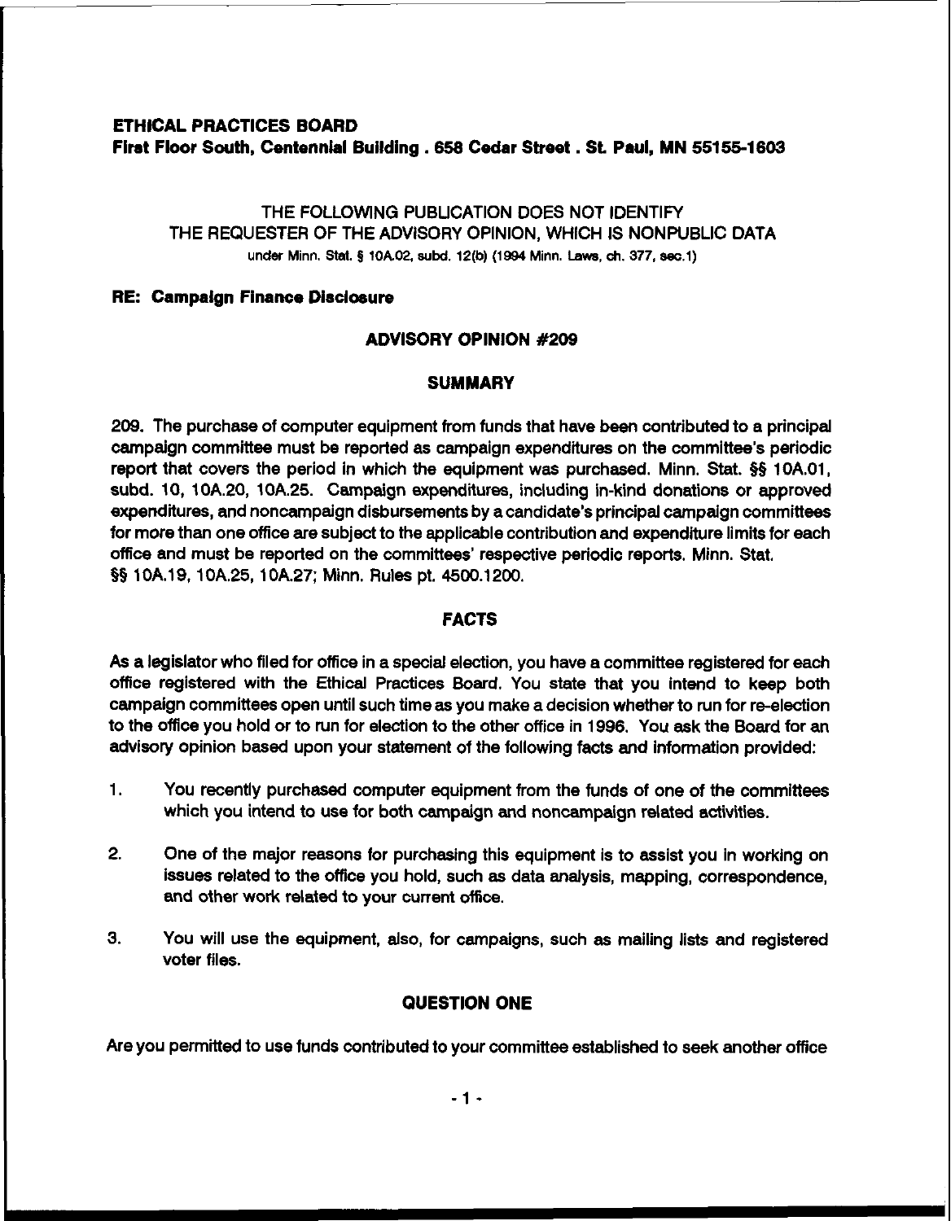**ETHICAL PRACTICES BOARD**
**First Floor South, Centennial Building . 658 Cedar Street . St. Paul, MN 55155-1603**

THE FOLLOWING PUBLICATION DOES NOT IDENTIFY
THE REQUESTER OF THE ADVISORY OPINION, WHICH IS NONPUBLIC DATA
under Minn. Stat. § 10A.02, subd. 12(b) (1994 Minn. Laws, ch. 377, sec.1)

**RE: Campaign Finance Disclosure**

## ADVISORY OPINION #209

### SUMMARY

209. The purchase of computer equipment from funds that have been contributed to a principal campaign committee must be reported as campaign expenditures on the committee's periodic report that covers the period in which the equipment was purchased. Minn. Stat. §§ 10A.01, subd. 10, 10A.20, 10A.25. Campaign expenditures, including in-kind donations or approved expenditures, and noncampaign disbursements by a candidate's principal campaign committees for more than one office are subject to the applicable contribution and expenditure limits for each office and must be reported on the committees' respective periodic reports. Minn. Stat. §§ 10A.19, 10A.25, 10A.27; Minn. Rules pt. 4500.1200.

### FACTS

As a legislator who filed for office in a special election, you have a committee registered for each office registered with the Ethical Practices Board. You state that you intend to keep both campaign committees open until such time as you make a decision whether to run for re-election to the office you hold or to run for election to the other office in 1996. You ask the Board for an advisory opinion based upon your statement of the following facts and information provided:

1. You recently purchased computer equipment from the funds of one of the committees which you intend to use for both campaign and noncampaign related activities.

2. One of the major reasons for purchasing this equipment is to assist you in working on issues related to the office you hold, such as data analysis, mapping, correspondence, and other work related to your current office.

3. You will use the equipment, also, for campaigns, such as mailing lists and registered voter files.

### QUESTION ONE

Are you permitted to use funds contributed to your committee established to seek another office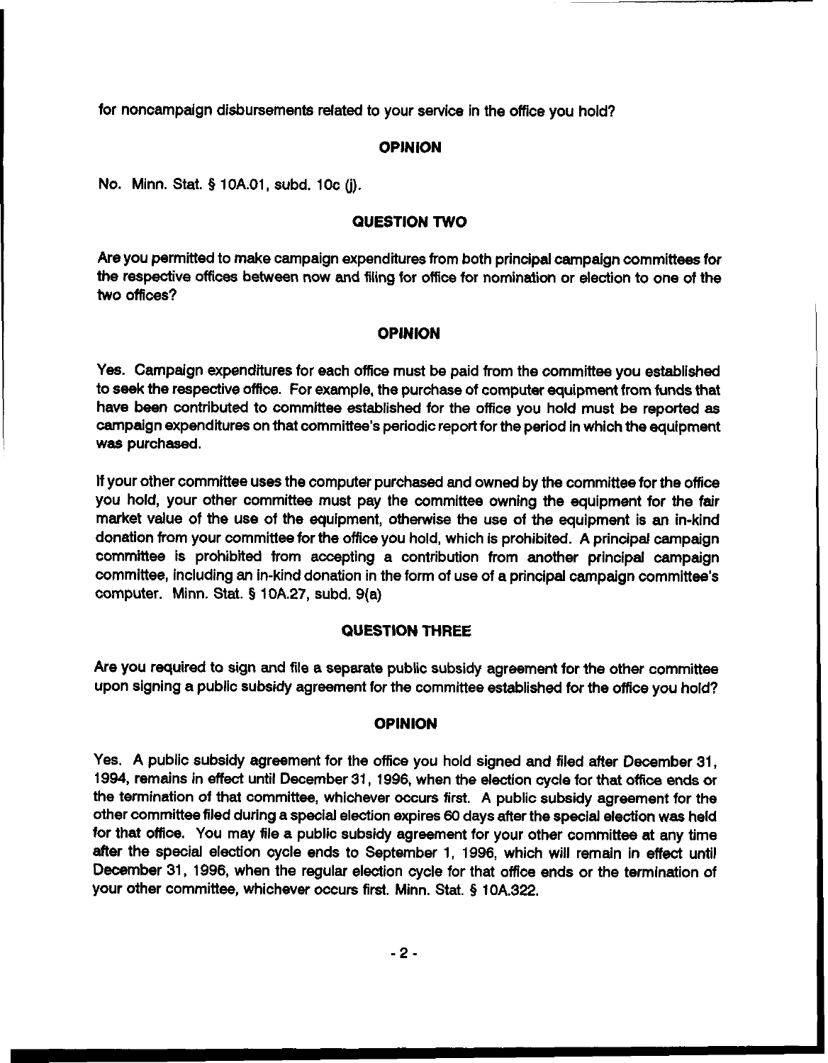for noncampaign disbursements related to your service in the office you hold?

## OPINION

No. Minn. Stat. § 10A.01, subd. 10c (j).

## QUESTION TWO

Are you permitted to make campaign expenditures from both principal campaign committees for the respective offices between now and filing for office for nomination or election to one of the two offices?

## OPINION

Yes. Campaign expenditures for each office must be paid from the committee you established to seek the respective office. For example, the purchase of computer equipment from funds that have been contributed to committee established for the office you hold must be reported as campaign expenditures on that committee's periodic report for the period in which the equipment was purchased.

If your other committee uses the computer purchased and owned by the committee for the office you hold, your other committee must pay the committee owning the equipment for the fair market value of the use of the equipment, otherwise the use of the equipment is an in-kind donation from your committee for the office you hold, which is prohibited. A principal campaign committee is prohibited from accepting a contribution from another principal campaign committee, including an in-kind donation in the form of use of a principal campaign committee's computer. Minn. Stat. § 10A.27, subd. 9(a)

## QUESTION THREE

Are you required to sign and file a separate public subsidy agreement for the other committee upon signing a public subsidy agreement for the committee established for the office you hold?

## OPINION

Yes. A public subsidy agreement for the office you hold signed and filed after December 31, 1994, remains in effect until December 31, 1996, when the election cycle for that office ends or the termination of that committee, whichever occurs first. A public subsidy agreement for the other committee filed during a special election expires 60 days after the special election was held for that office. You may file a public subsidy agreement for your other committee at any time after the special election cycle ends to September 1, 1996, which will remain in effect until December 31, 1996, when the regular election cycle for that office ends or the termination of your other committee, whichever occurs first. Minn. Stat. § 10A.322.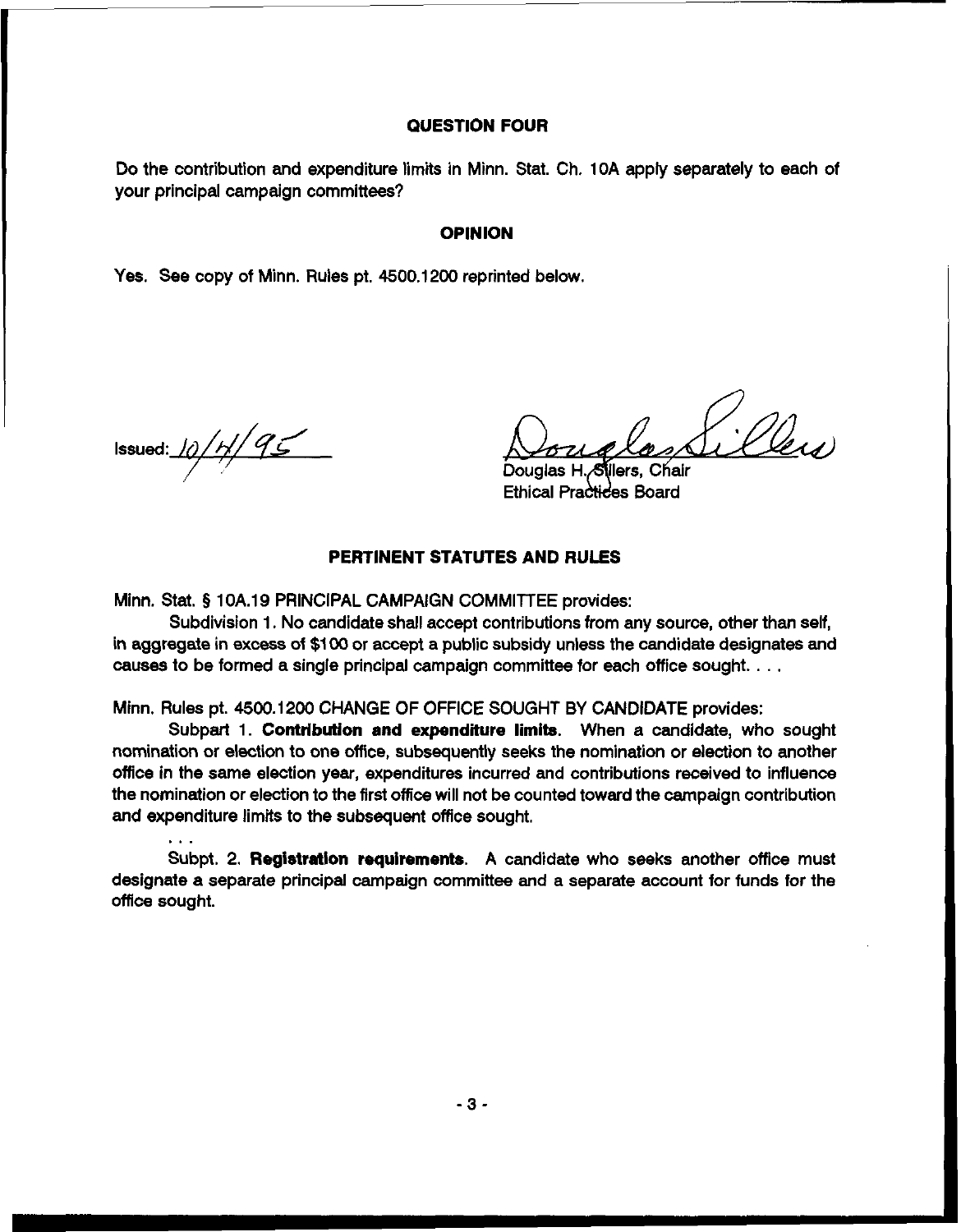## QUESTION FOUR

Do the contribution and expenditure limits in Minn. Stat. Ch. 10A apply separately to each of your principal campaign committees?

## OPINION

Yes. See copy of Minn. Rules pt. 4500.1200 reprinted below.

Issued: 10/11/95

Douglas H. Sillers, Chair
Ethical Practices Board

## PERTINENT STATUTES AND RULES

Minn. Stat. § 10A.19 PRINCIPAL CAMPAIGN COMMITTEE provides:

Subdivision 1. No candidate shall accept contributions from any source, other than self, in aggregate in excess of $100 or accept a public subsidy unless the candidate designates and causes to be formed a single principal campaign committee for each office sought. . . .

Minn. Rules pt. 4500.1200 CHANGE OF OFFICE SOUGHT BY CANDIDATE provides:

Subpart 1. **Contribution and expenditure limits**. When a candidate, who sought nomination or election to one office, subsequently seeks the nomination or election to another office in the same election year, expenditures incurred and contributions received to influence the nomination or election to the first office will not be counted toward the campaign contribution and expenditure limits to the subsequent office sought.

. . .

Subpt. 2. **Registration requirements**. A candidate who seeks another office must designate a separate principal campaign committee and a separate account for funds for the office sought.